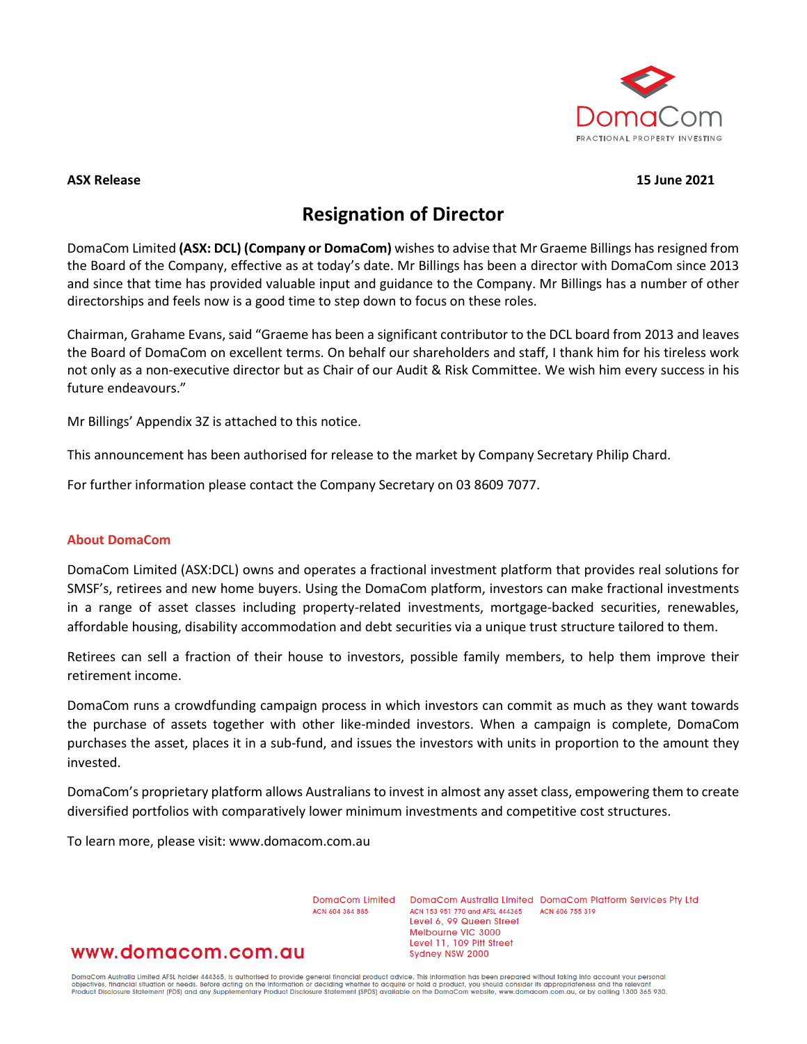DomaCom
FRACTIONAL PROPERTY INVESTING

**ASX Release** **15 June 2021**

# Resignation of Director

DomaCom Limited **(ASX: DCL) (Company or DomaCom)** wishes to advise that Mr Graeme Billings has resigned from the Board of the Company, effective as at today's date. Mr Billings has been a director with DomaCom since 2013 and since that time has provided valuable input and guidance to the Company. Mr Billings has a number of other directorships and feels now is a good time to step down to focus on these roles.

Chairman, Grahame Evans, said "Graeme has been a significant contributor to the DCL board from 2013 and leaves the Board of DomaCom on excellent terms. On behalf our shareholders and staff, I thank him for his tireless work not only as a non-executive director but as Chair of our Audit & Risk Committee. We wish him every success in his future endeavours."

Mr Billings' Appendix 3Z is attached to this notice.

This announcement has been authorised for release to the market by Company Secretary Philip Chard.

For further information please contact the Company Secretary on 03 8609 7077.

## About DomaCom

DomaCom Limited (ASX:DCL) owns and operates a fractional investment platform that provides real solutions for SMSF's, retirees and new home buyers. Using the DomaCom platform, investors can make fractional investments in a range of asset classes including property-related investments, mortgage-backed securities, renewables, affordable housing, disability accommodation and debt securities via a unique trust structure tailored to them.

Retirees can sell a fraction of their house to investors, possible family members, to help them improve their retirement income.

DomaCom runs a crowdfunding campaign process in which investors can commit as much as they want towards the purchase of assets together with other like-minded investors. When a campaign is complete, DomaCom purchases the asset, places it in a sub-fund, and issues the investors with units in proportion to the amount they invested.

DomaCom's proprietary platform allows Australians to invest in almost any asset class, empowering them to create diversified portfolios with comparatively lower minimum investments and competitive cost structures.

To learn more, please visit: www.domacom.com.au

www.domacom.com.au

DomaCom Limited
ACN 604 384 885

DomaCom Australia Limited
ACN 153 951 770 and AFSL 444365
Level 6, 99 Queen Street
Melbourne VIC 3000
Level 11, 109 Pitt Street
Sydney NSW 2000

DomaCom Platform Services Pty Ltd
ACN 606 755 319

DomaCom Australia Limited AFSL holder 444365, is authorised to provide general financial product advice. This information has been prepared without taking into account your personal objectives, financial situation or needs. Before acting on the information or deciding whether to acquire or hold a product, you should consider its appropriateness and the relevant Product Disclosure Statement (PDS) and any Supplementary Product Disclosure Statement (SPDS) available on the DomaCom website, www.domacom.com.au, or by calling 1300 365 930.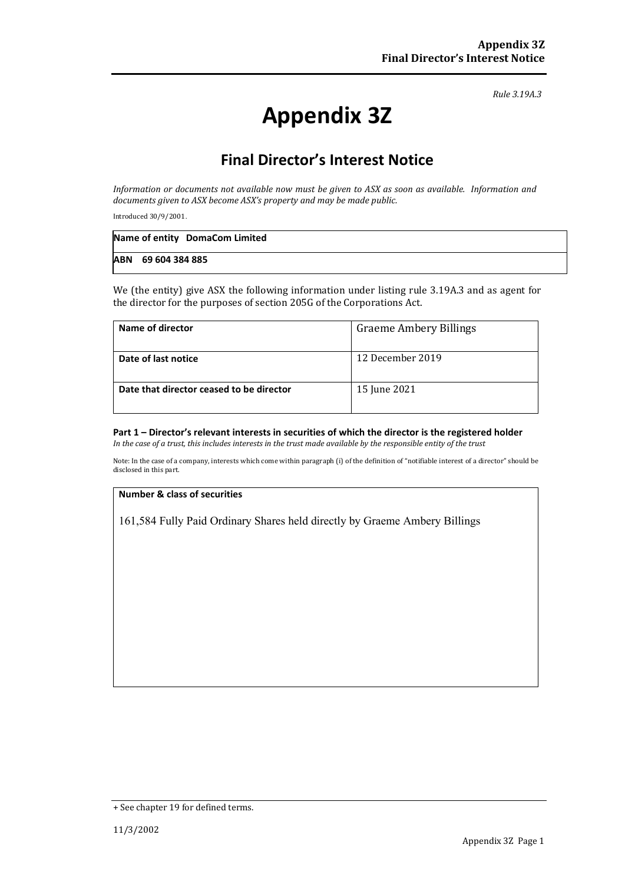*Rule 3.19A.3*

# Appendix 3Z

## Final Director's Interest Notice

*Information or documents not available now must be given to ASX as soon as available. Information and documents given to ASX become ASX's property and may be made public.*

Introduced 30/9/2001.

| **Name of entity DomaCom Limited** |
|---|
| **ABN 69 604 384 885** |

We (the entity) give ASX the following information under listing rule 3.19A.3 and as agent for the director for the purposes of section 205G of the Corporations Act.

| **Name of director** | Graeme Ambery Billings |
|---|---|
| **Date of last notice** | 12 December 2019 |
| **Date that director ceased to be director** | 15 June 2021 |

**Part 1 – Director's relevant interests in securities of which the director is the registered holder**

*In the case of a trust, this includes interests in the trust made available by the responsible entity of the trust*

Note: In the case of a company, interests which come within paragraph (i) of the definition of "notifiable interest of a director" should be disclosed in this part.

| **Number & class of securities** |
|---|
| 161,584 Fully Paid Ordinary Shares held directly by Graeme Ambery Billings |

+ See chapter 19 for defined terms.

11/3/2002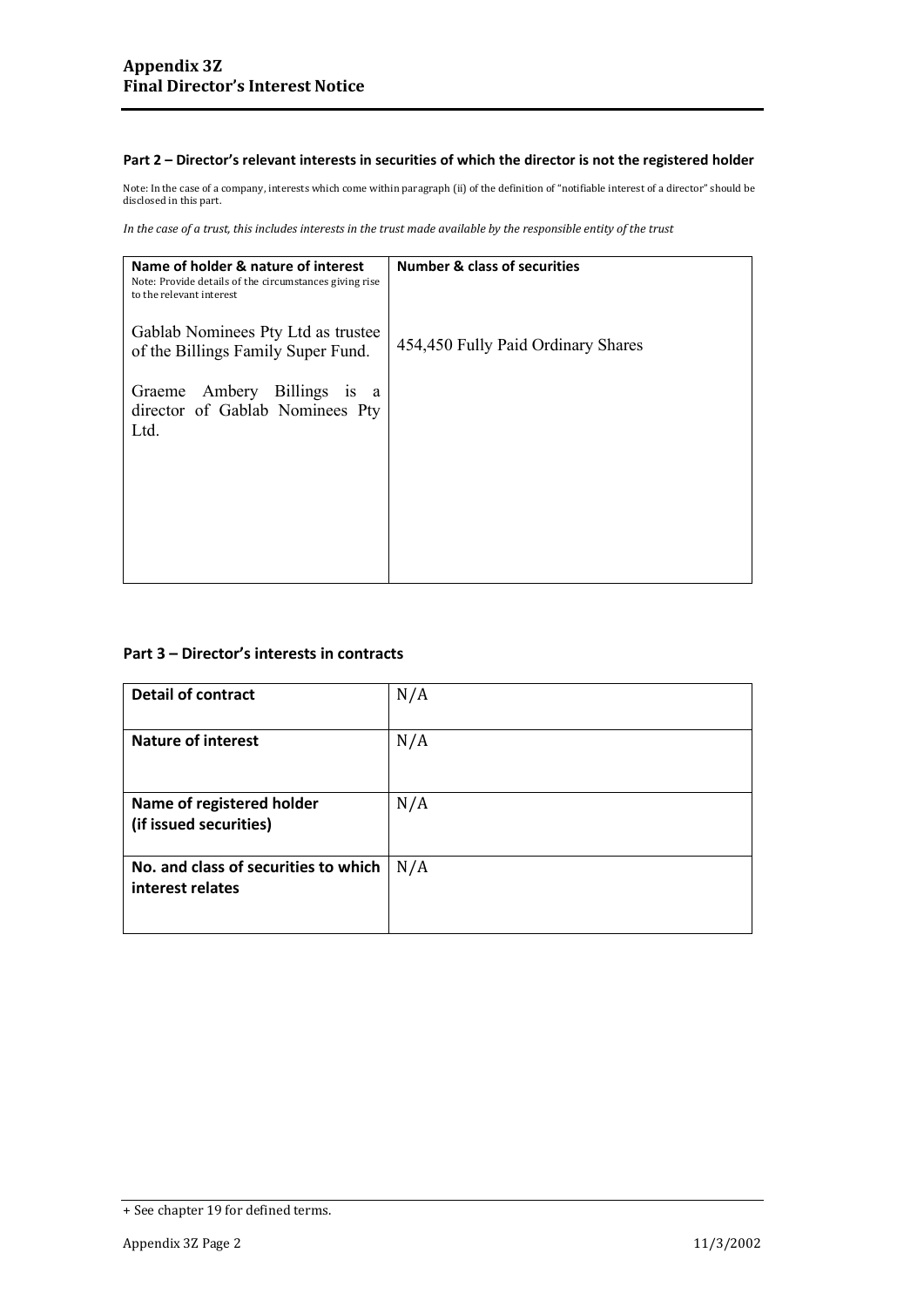## Part 2 – Director's relevant interests in securities of which the director is not the registered holder

Note: In the case of a company, interests which come within paragraph (ii) of the definition of "notifiable interest of a director" should be disclosed in this part.

*In the case of a trust, this includes interests in the trust made available by the responsible entity of the trust*

| **Name of holder & nature of interest**<br>Note: Provide details of the circumstances giving rise to the relevant interest | **Number & class of securities** |
|---|---|
| Gablab Nominees Pty Ltd as trustee of the Billings Family Super Fund.<br><br>Graeme Ambery Billings is a director of Gablab Nominees Pty Ltd. | 454,450 Fully Paid Ordinary Shares |

## Part 3 – Director's interests in contracts

| | |
|---|---|
| **Detail of contract** | N/A |
| **Nature of interest** | N/A |
| **Name of registered holder (if issued securities)** | N/A |
| **No. and class of securities to which interest relates** | N/A |

+ See chapter 19 for defined terms.